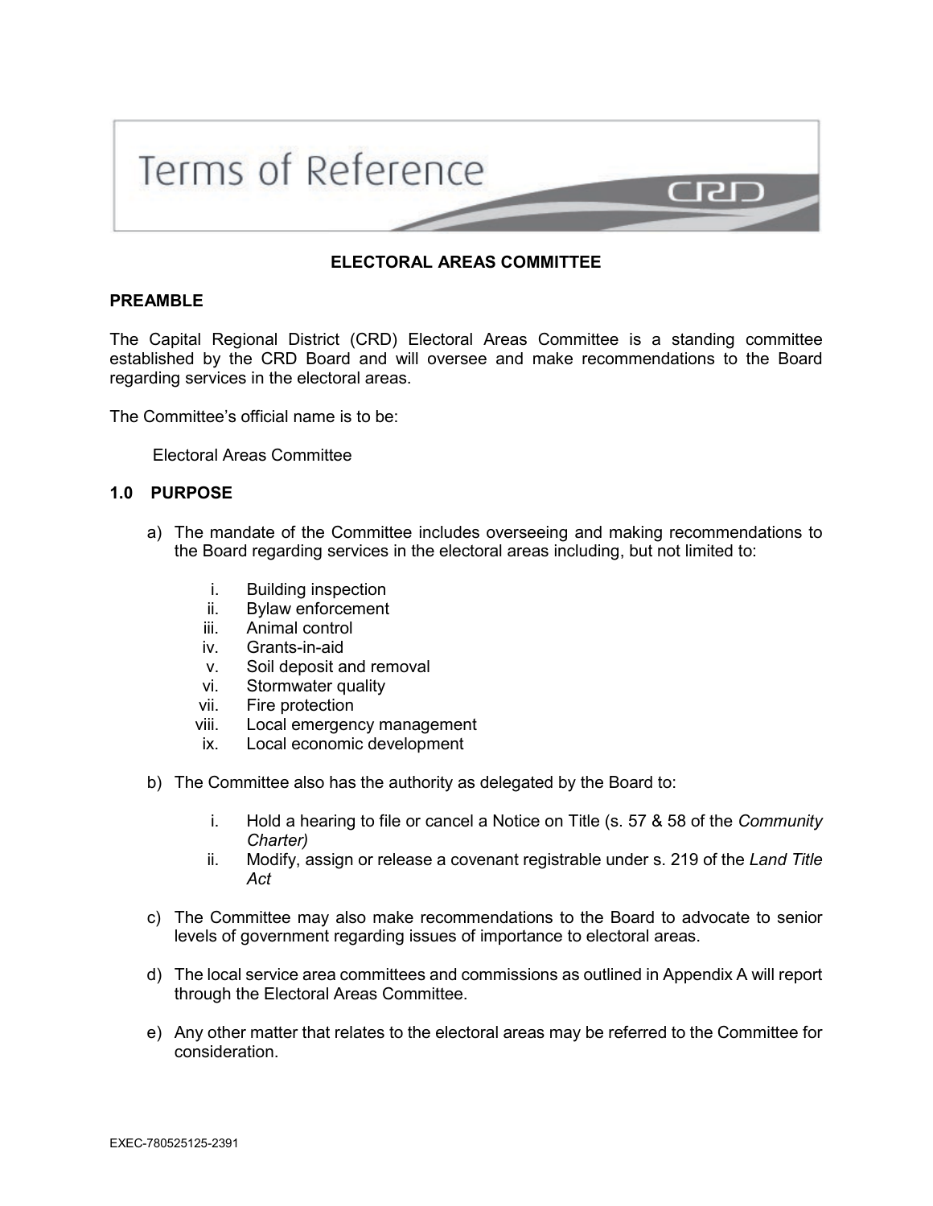# Terms of Reference

CRD

## ELECTORAL AREAS COMMITTEE

### PREAMBLE

The Capital Regional District (CRD) Electoral Areas Committee is a standing committee established by the CRD Board and will oversee and make recommendations to the Board regarding services in the electoral areas.

The Committee's official name is to be:

Electoral Areas Committee

### 1.0 PURPOSE

a) The mandate of the Committee includes overseeing and making recommendations to the Board regarding services in the electoral areas including, but not limited to:

   i. Building inspection
   ii. Bylaw enforcement
   iii. Animal control
   iv. Grants-in-aid
   v. Soil deposit and removal
   vi. Stormwater quality
   vii. Fire protection
   viii. Local emergency management
   ix. Local economic development

b) The Committee also has the authority as delegated by the Board to:

   i. Hold a hearing to file or cancel a Notice on Title (s. 57 & 58 of the *Community Charter)*
   ii. Modify, assign or release a covenant registrable under s. 219 of the *Land Title Act*

c) The Committee may also make recommendations to the Board to advocate to senior levels of government regarding issues of importance to electoral areas.

d) The local service area committees and commissions as outlined in Appendix A will report through the Electoral Areas Committee.

e) Any other matter that relates to the electoral areas may be referred to the Committee for consideration.

EXEC-780525125-2391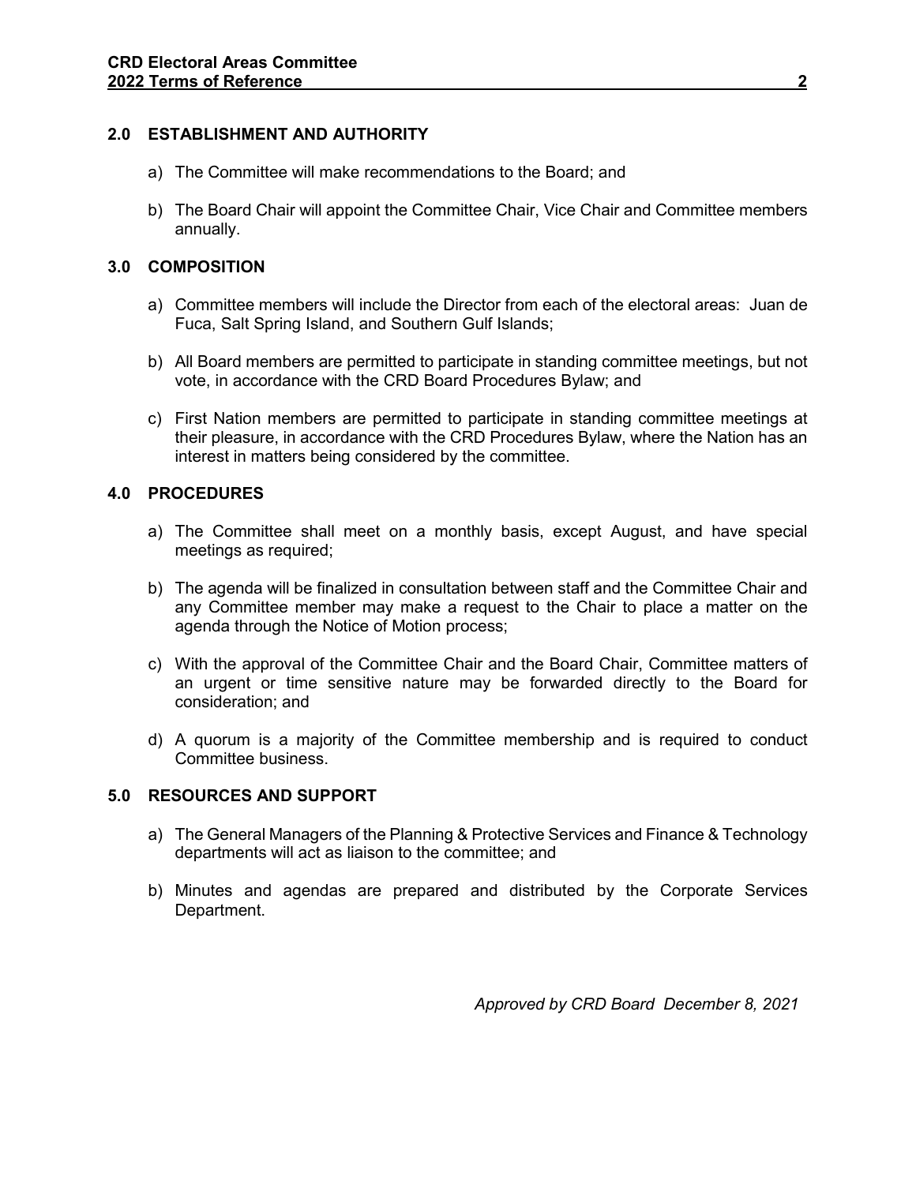## 2.0 ESTABLISHMENT AND AUTHORITY

a) The Committee will make recommendations to the Board; and

b) The Board Chair will appoint the Committee Chair, Vice Chair and Committee members annually.

## 3.0 COMPOSITION

a) Committee members will include the Director from each of the electoral areas: Juan de Fuca, Salt Spring Island, and Southern Gulf Islands;

b) All Board members are permitted to participate in standing committee meetings, but not vote, in accordance with the CRD Board Procedures Bylaw; and

c) First Nation members are permitted to participate in standing committee meetings at their pleasure, in accordance with the CRD Procedures Bylaw, where the Nation has an interest in matters being considered by the committee.

## 4.0 PROCEDURES

a) The Committee shall meet on a monthly basis, except August, and have special meetings as required;

b) The agenda will be finalized in consultation between staff and the Committee Chair and any Committee member may make a request to the Chair to place a matter on the agenda through the Notice of Motion process;

c) With the approval of the Committee Chair and the Board Chair, Committee matters of an urgent or time sensitive nature may be forwarded directly to the Board for consideration; and

d) A quorum is a majority of the Committee membership and is required to conduct Committee business.

## 5.0 RESOURCES AND SUPPORT

a) The General Managers of the Planning & Protective Services and Finance & Technology departments will act as liaison to the committee; and

b) Minutes and agendas are prepared and distributed by the Corporate Services Department.

*Approved by CRD Board December 8, 2021*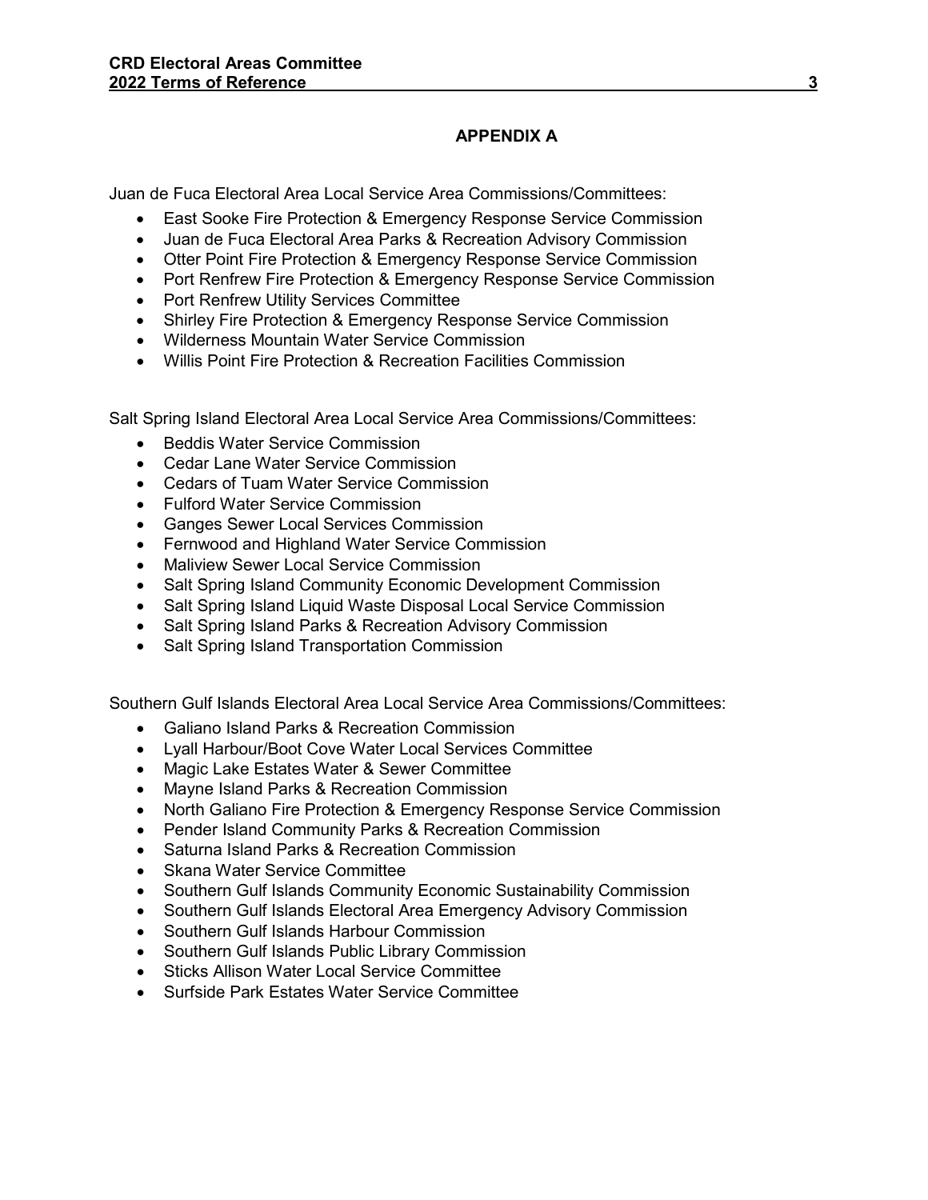## APPENDIX A

Juan de Fuca Electoral Area Local Service Area Commissions/Committees:

- East Sooke Fire Protection & Emergency Response Service Commission
- Juan de Fuca Electoral Area Parks & Recreation Advisory Commission
- Otter Point Fire Protection & Emergency Response Service Commission
- Port Renfrew Fire Protection & Emergency Response Service Commission
- Port Renfrew Utility Services Committee
- Shirley Fire Protection & Emergency Response Service Commission
- Wilderness Mountain Water Service Commission
- Willis Point Fire Protection & Recreation Facilities Commission

Salt Spring Island Electoral Area Local Service Area Commissions/Committees:

- Beddis Water Service Commission
- Cedar Lane Water Service Commission
- Cedars of Tuam Water Service Commission
- Fulford Water Service Commission
- Ganges Sewer Local Services Commission
- Fernwood and Highland Water Service Commission
- Maliview Sewer Local Service Commission
- Salt Spring Island Community Economic Development Commission
- Salt Spring Island Liquid Waste Disposal Local Service Commission
- Salt Spring Island Parks & Recreation Advisory Commission
- Salt Spring Island Transportation Commission

Southern Gulf Islands Electoral Area Local Service Area Commissions/Committees:

- Galiano Island Parks & Recreation Commission
- Lyall Harbour/Boot Cove Water Local Services Committee
- Magic Lake Estates Water & Sewer Committee
- Mayne Island Parks & Recreation Commission
- North Galiano Fire Protection & Emergency Response Service Commission
- Pender Island Community Parks & Recreation Commission
- Saturna Island Parks & Recreation Commission
- Skana Water Service Committee
- Southern Gulf Islands Community Economic Sustainability Commission
- Southern Gulf Islands Electoral Area Emergency Advisory Commission
- Southern Gulf Islands Harbour Commission
- Southern Gulf Islands Public Library Commission
- Sticks Allison Water Local Service Committee
- Surfside Park Estates Water Service Committee